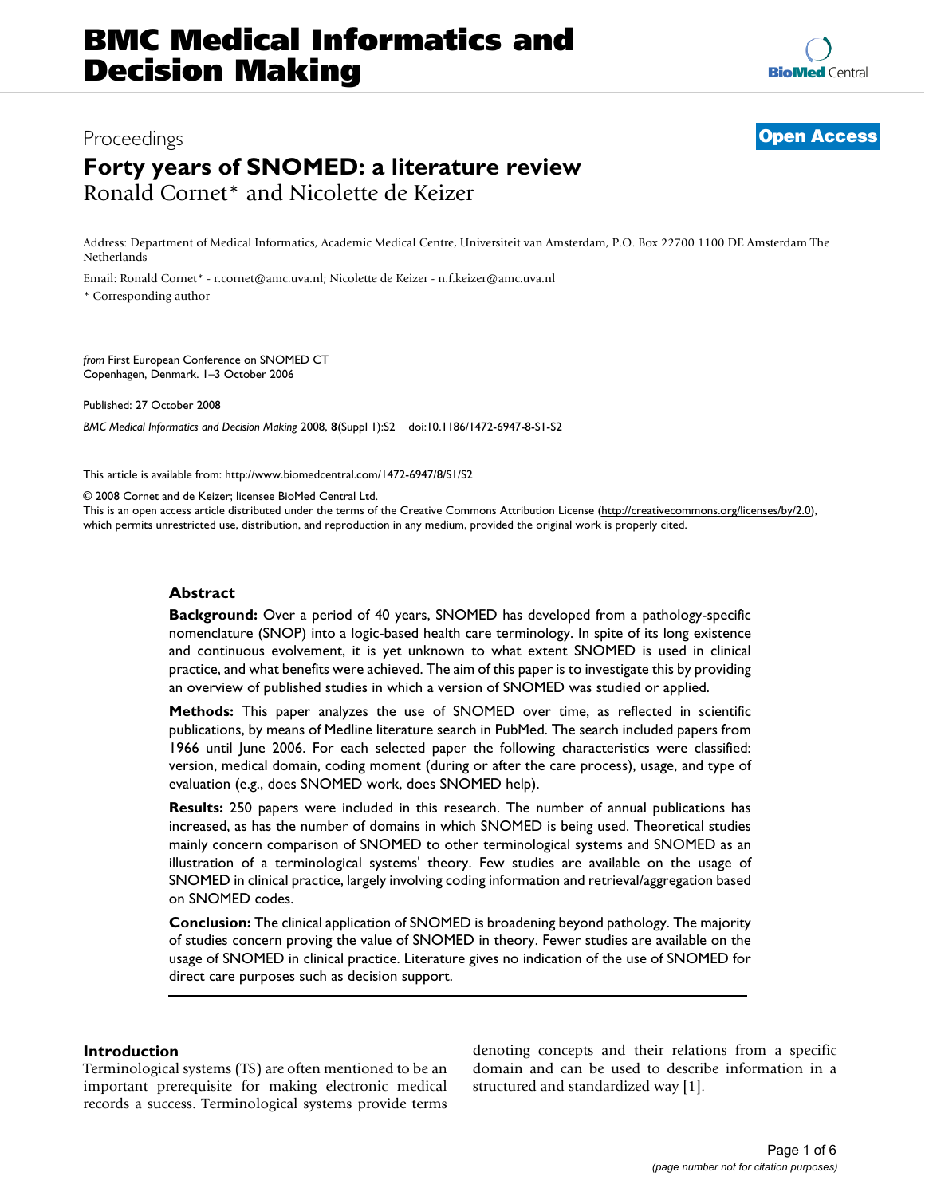# BMC Medical Informatics and Decision Making

Proceedings

**Open Access**

# Forty years of SNOMED: a literature review

Ronald Cornet* and Nicolette de Keizer

Address: Department of Medical Informatics, Academic Medical Centre, Universiteit van Amsterdam, P.O. Box 22700 1100 DE Amsterdam The Netherlands

Email: Ronald Cornet* - r.cornet@amc.uva.nl; Nicolette de Keizer - n.f.keizer@amc.uva.nl

\* Corresponding author

*from* First European Conference on SNOMED CT
Copenhagen, Denmark. 1–3 October 2006

Published: 27 October 2008

*BMC Medical Informatics and Decision Making* 2008, **8**(Suppl 1):S2 doi:10.1186/1472-6947-8-S1-S2

This article is available from: http://www.biomedcentral.com/1472-6947/8/S1/S2

© 2008 Cornet and de Keizer; licensee BioMed Central Ltd.
This is an open access article distributed under the terms of the Creative Commons Attribution License (http://creativecommons.org/licenses/by/2.0), which permits unrestricted use, distribution, and reproduction in any medium, provided the original work is properly cited.

## Abstract

**Background:** Over a period of 40 years, SNOMED has developed from a pathology-specific nomenclature (SNOP) into a logic-based health care terminology. In spite of its long existence and continuous evolvement, it is yet unknown to what extent SNOMED is used in clinical practice, and what benefits were achieved. The aim of this paper is to investigate this by providing an overview of published studies in which a version of SNOMED was studied or applied.

**Methods:** This paper analyzes the use of SNOMED over time, as reflected in scientific publications, by means of Medline literature search in PubMed. The search included papers from 1966 until June 2006. For each selected paper the following characteristics were classified: version, medical domain, coding moment (during or after the care process), usage, and type of evaluation (e.g., does SNOMED work, does SNOMED help).

**Results:** 250 papers were included in this research. The number of annual publications has increased, as has the number of domains in which SNOMED is being used. Theoretical studies mainly concern comparison of SNOMED to other terminological systems and SNOMED as an illustration of a terminological systems' theory. Few studies are available on the usage of SNOMED in clinical practice, largely involving coding information and retrieval/aggregation based on SNOMED codes.

**Conclusion:** The clinical application of SNOMED is broadening beyond pathology. The majority of studies concern proving the value of SNOMED in theory. Fewer studies are available on the usage of SNOMED in clinical practice. Literature gives no indication of the use of SNOMED for direct care purposes such as decision support.

## Introduction

Terminological systems (TS) are often mentioned to be an important prerequisite for making electronic medical records a success. Terminological systems provide terms denoting concepts and their relations from a specific domain and can be used to describe information in a structured and standardized way [1].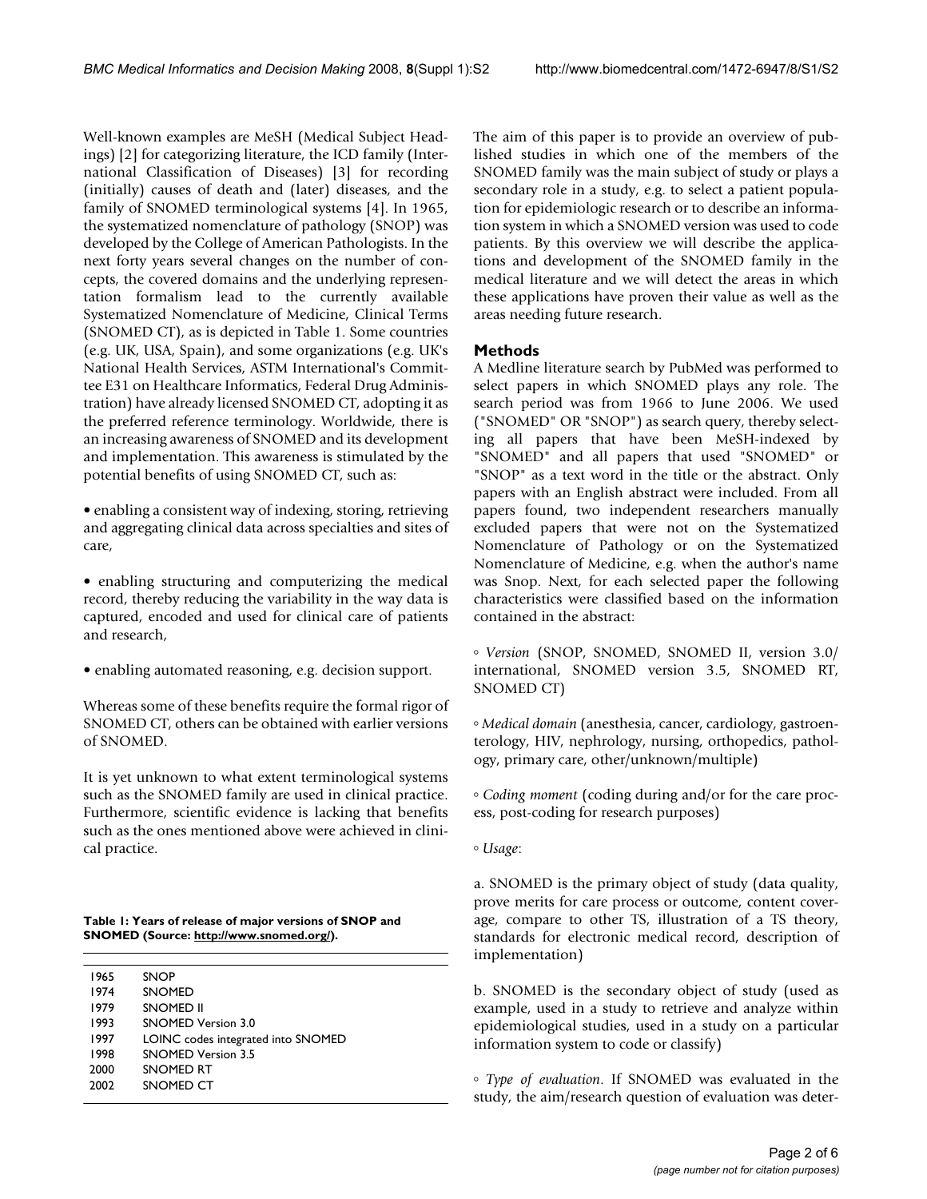Well-known examples are MeSH (Medical Subject Headings) [2] for categorizing literature, the ICD family (International Classification of Diseases) [3] for recording (initially) causes of death and (later) diseases, and the family of SNOMED terminological systems [4]. In 1965, the systematized nomenclature of pathology (SNOP) was developed by the College of American Pathologists. In the next forty years several changes on the number of concepts, the covered domains and the underlying representation formalism lead to the currently available Systematized Nomenclature of Medicine, Clinical Terms (SNOMED CT), as is depicted in Table 1. Some countries (e.g. UK, USA, Spain), and some organizations (e.g. UK's National Health Services, ASTM International's Committee E31 on Healthcare Informatics, Federal Drug Administration) have already licensed SNOMED CT, adopting it as the preferred reference terminology. Worldwide, there is an increasing awareness of SNOMED and its development and implementation. This awareness is stimulated by the potential benefits of using SNOMED CT, such as:

- enabling a consistent way of indexing, storing, retrieving and aggregating clinical data across specialties and sites of care,

- enabling structuring and computerizing the medical record, thereby reducing the variability in the way data is captured, encoded and used for clinical care of patients and research,

- enabling automated reasoning, e.g. decision support.

Whereas some of these benefits require the formal rigor of SNOMED CT, others can be obtained with earlier versions of SNOMED.

It is yet unknown to what extent terminological systems such as the SNOMED family are used in clinical practice. Furthermore, scientific evidence is lacking that benefits such as the ones mentioned above were achieved in clinical practice.

**Table 1: Years of release of major versions of SNOP and SNOMED (Source: http://www.snomed.org/).**

| | |
|---|---|
| 1965 | SNOP |
| 1974 | SNOMED |
| 1979 | SNOMED II |
| 1993 | SNOMED Version 3.0 |
| 1997 | LOINC codes integrated into SNOMED |
| 1998 | SNOMED Version 3.5 |
| 2000 | SNOMED RT |
| 2002 | SNOMED CT |

The aim of this paper is to provide an overview of published studies in which one of the members of the SNOMED family was the main subject of study or plays a secondary role in a study, e.g. to select a patient population for epidemiologic research or to describe an information system in which a SNOMED version was used to code patients. By this overview we will describe the applications and development of the SNOMED family in the medical literature and we will detect the areas in which these applications have proven their value as well as the areas needing future research.

## Methods

A Medline literature search by PubMed was performed to select papers in which SNOMED plays any role. The search period was from 1966 to June 2006. We used ("SNOMED" OR "SNOP") as search query, thereby selecting all papers that have been MeSH-indexed by "SNOMED" and all papers that used "SNOMED" or "SNOP" as a text word in the title or the abstract. Only papers with an English abstract were included. From all papers found, two independent researchers manually excluded papers that were not on the Systematized Nomenclature of Pathology or on the Systematized Nomenclature of Medicine, e.g. when the author's name was Snop. Next, for each selected paper the following characteristics were classified based on the information contained in the abstract:

◦ *Version* (SNOP, SNOMED, SNOMED II, version 3.0/ international, SNOMED version 3.5, SNOMED RT, SNOMED CT)

◦ *Medical domain* (anesthesia, cancer, cardiology, gastroenterology, HIV, nephrology, nursing, orthopedics, pathology, primary care, other/unknown/multiple)

◦ *Coding moment* (coding during and/or for the care process, post-coding for research purposes)

◦ *Usage*:

a. SNOMED is the primary object of study (data quality, prove merits for care process or outcome, content coverage, compare to other TS, illustration of a TS theory, standards for electronic medical record, description of implementation)

b. SNOMED is the secondary object of study (used as example, used in a study to retrieve and analyze within epidemiological studies, used in a study on a particular information system to code or classify)

◦ *Type of evaluation*. If SNOMED was evaluated in the study, the aim/research question of evaluation was deter-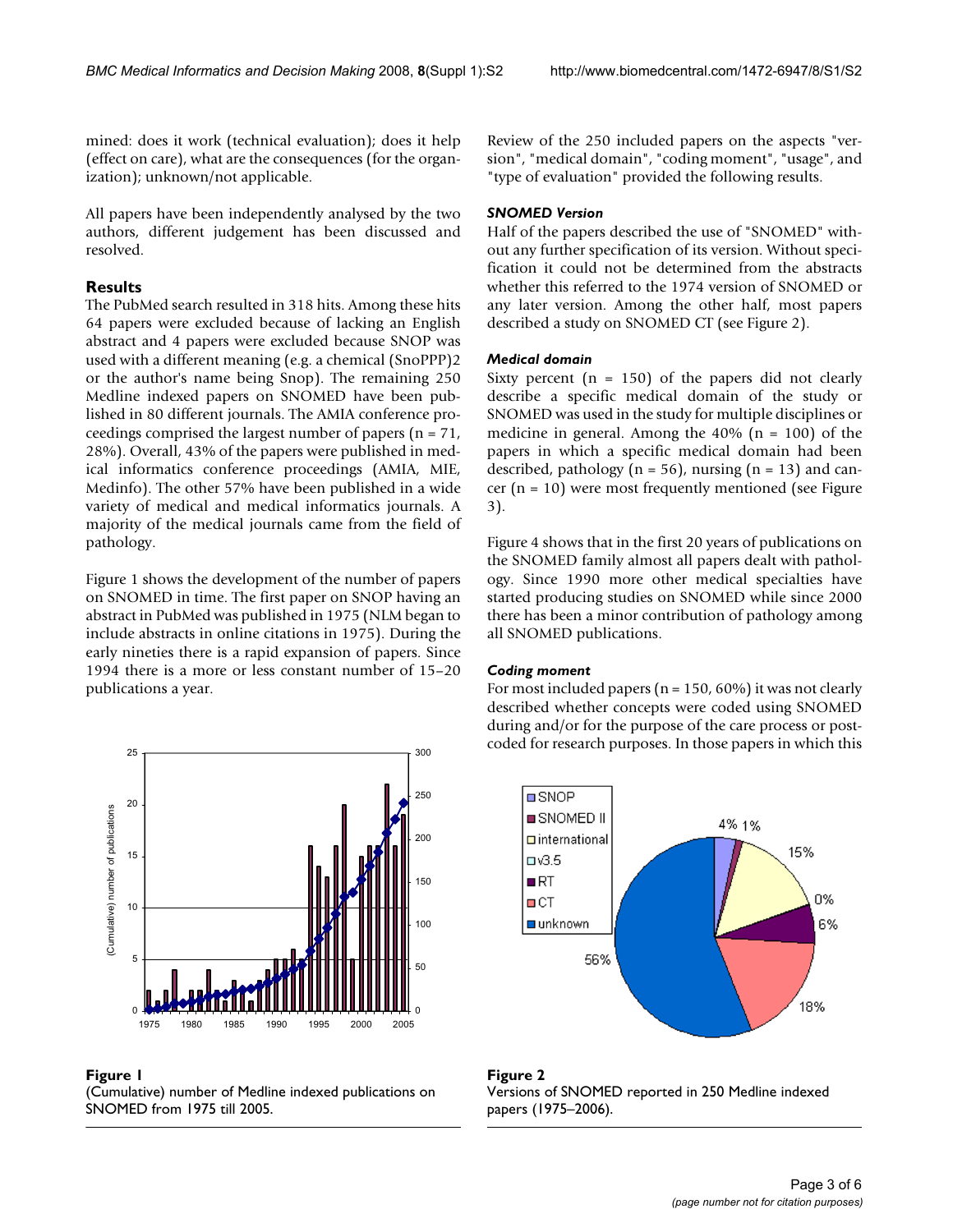mined: does it work (technical evaluation); does it help (effect on care), what are the consequences (for the organization); unknown/not applicable.

All papers have been independently analysed by the two authors, different judgement has been discussed and resolved.

## Results

The PubMed search resulted in 318 hits. Among these hits 64 papers were excluded because of lacking an English abstract and 4 papers were excluded because SNOP was used with a different meaning (e.g. a chemical (SnoPPP)2 or the author's name being Snop). The remaining 250 Medline indexed papers on SNOMED have been published in 80 different journals. The AMIA conference proceedings comprised the largest number of papers (n = 71, 28%). Overall, 43% of the papers were published in medical informatics conference proceedings (AMIA, MIE, Medinfo). The other 57% have been published in a wide variety of medical and medical informatics journals. A majority of the medical journals came from the field of pathology.

Figure 1 shows the development of the number of papers on SNOMED in time. The first paper on SNOP having an abstract in PubMed was published in 1975 (NLM began to include abstracts in online citations in 1975). During the early nineties there is a rapid expansion of papers. Since 1994 there is a more or less constant number of 15–20 publications a year.

**Figure 1**
(Cumulative) number of Medline indexed publications on SNOMED from 1975 till 2005.

Review of the 250 included papers on the aspects "version", "medical domain", "coding moment", "usage", and "type of evaluation" provided the following results.

### *SNOMED Version*

Half of the papers described the use of "SNOMED" without any further specification of its version. Without specification it could not be determined from the abstracts whether this referred to the 1974 version of SNOMED or any later version. Among the other half, most papers described a study on SNOMED CT (see Figure 2).

### *Medical domain*

Sixty percent (n = 150) of the papers did not clearly describe a specific medical domain of the study or SNOMED was used in the study for multiple disciplines or medicine in general. Among the 40% (n = 100) of the papers in which a specific medical domain had been described, pathology (n = 56), nursing (n = 13) and cancer (n = 10) were most frequently mentioned (see Figure 3).

Figure 4 shows that in the first 20 years of publications on the SNOMED family almost all papers dealt with pathology. Since 1990 more other medical specialties have started producing studies on SNOMED while since 2000 there has been a minor contribution of pathology among all SNOMED publications.

### *Coding moment*

For most included papers (n = 150, 60%) it was not clearly described whether concepts were coded using SNOMED during and/or for the purpose of the care process or post-coded for research purposes. In those papers in which this

**Figure 2**
Versions of SNOMED reported in 250 Medline indexed papers (1975–2006).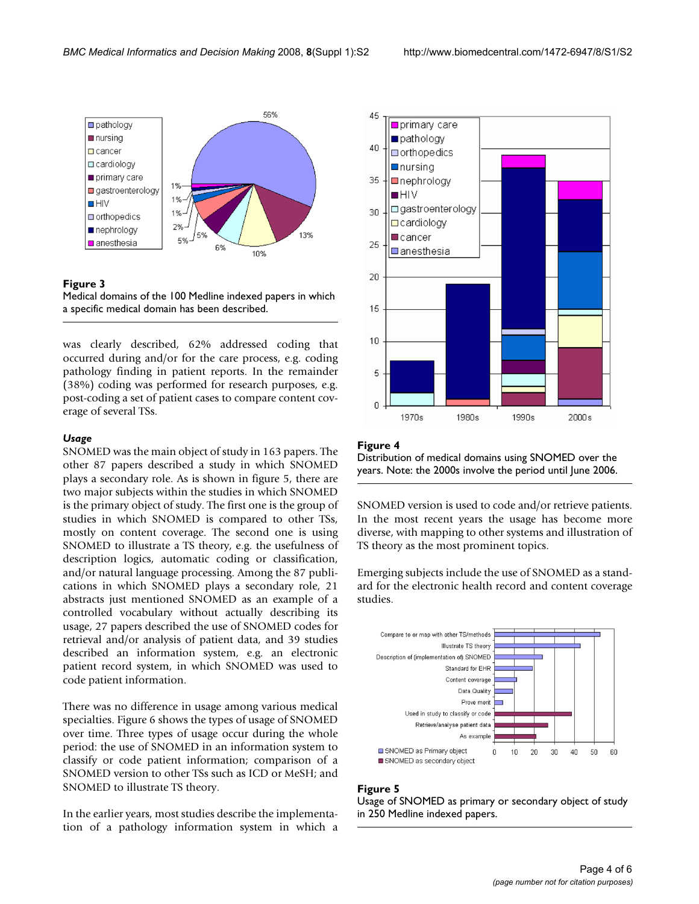**Figure 3**
Medical domains of the 100 Medline indexed papers in which a specific medical domain has been described.

was clearly described, 62% addressed coding that occurred during and/or for the care process, e.g. coding pathology finding in patient reports. In the remainder (38%) coding was performed for research purposes, e.g. post-coding a set of patient cases to compare content coverage of several TSs.

### *Usage*

SNOMED was the main object of study in 163 papers. The other 87 papers described a study in which SNOMED plays a secondary role. As is shown in figure 5, there are two major subjects within the studies in which SNOMED is the primary object of study. The first one is the group of studies in which SNOMED is compared to other TSs, mostly on content coverage. The second one is using SNOMED to illustrate a TS theory, e.g. the usefulness of description logics, automatic coding or classification, and/or natural language processing. Among the 87 publications in which SNOMED plays a secondary role, 21 abstracts just mentioned SNOMED as an example of a controlled vocabulary without actually describing its usage, 27 papers described the use of SNOMED codes for retrieval and/or analysis of patient data, and 39 studies described an information system, e.g. an electronic patient record system, in which SNOMED was used to code patient information.

There was no difference in usage among various medical specialties. Figure 6 shows the types of usage of SNOMED over time. Three types of usage occur during the whole period: the use of SNOMED in an information system to classify or code patient information; comparison of a SNOMED version to other TSs such as ICD or MeSH; and SNOMED to illustrate TS theory.

In the earlier years, most studies describe the implementation of a pathology information system in which a SNOMED version is used to code and/or retrieve patients. In the most recent years the usage has become more diverse, with mapping to other systems and illustration of TS theory as the most prominent topics.

Emerging subjects include the use of SNOMED as a standard for the electronic health record and content coverage studies.

**Figure 4**
Distribution of medical domains using SNOMED over the years. Note: the 2000s involve the period until June 2006.

**Figure 5**
Usage of SNOMED as primary or secondary object of study in 250 Medline indexed papers.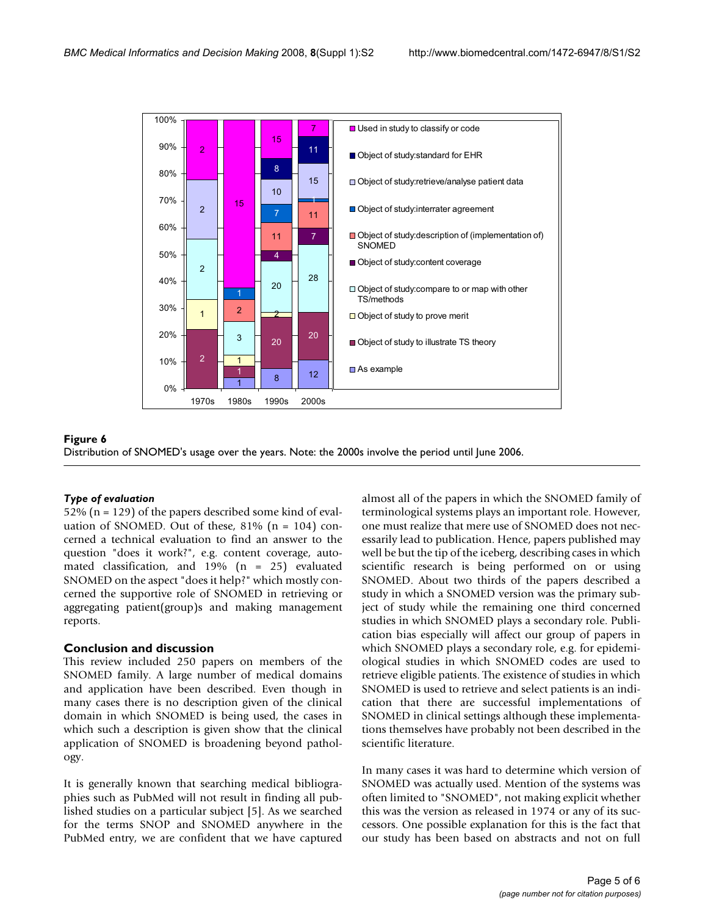**Figure 6**
Distribution of SNOMED's usage over the years. Note: the 2000s involve the period until June 2006.

#### *Type of evaluation*

52% (n = 129) of the papers described some kind of evaluation of SNOMED. Out of these, 81% (n = 104) concerned a technical evaluation to find an answer to the question "does it work?", e.g. content coverage, automated classification, and 19% (n = 25) evaluated SNOMED on the aspect "does it help?" which mostly concerned the supportive role of SNOMED in retrieving or aggregating patient(group)s and making management reports.

## Conclusion and discussion

This review included 250 papers on members of the SNOMED family. A large number of medical domains and application have been described. Even though in many cases there is no description given of the clinical domain in which SNOMED is being used, the cases in which such a description is given show that the clinical application of SNOMED is broadening beyond pathology.

It is generally known that searching medical bibliographies such as PubMed will not result in finding all published studies on a particular subject [5]. As we searched for the terms SNOP and SNOMED anywhere in the PubMed entry, we are confident that we have captured almost all of the papers in which the SNOMED family of terminological systems plays an important role. However, one must realize that mere use of SNOMED does not necessarily lead to publication. Hence, papers published may well be but the tip of the iceberg, describing cases in which scientific research is being performed on or using SNOMED. About two thirds of the papers described a study in which a SNOMED version was the primary subject of study while the remaining one third concerned studies in which SNOMED plays a secondary role. Publication bias especially will affect our group of papers in which SNOMED plays a secondary role, e.g. for epidemiological studies in which SNOMED codes are used to retrieve eligible patients. The existence of studies in which SNOMED is used to retrieve and select patients is an indication that there are successful implementations of SNOMED in clinical settings although these implementations themselves have probably not been described in the scientific literature.

In many cases it was hard to determine which version of SNOMED was actually used. Mention of the systems was often limited to "SNOMED", not making explicit whether this was the version as released in 1974 or any of its successors. One possible explanation for this is the fact that our study has been based on abstracts and not on full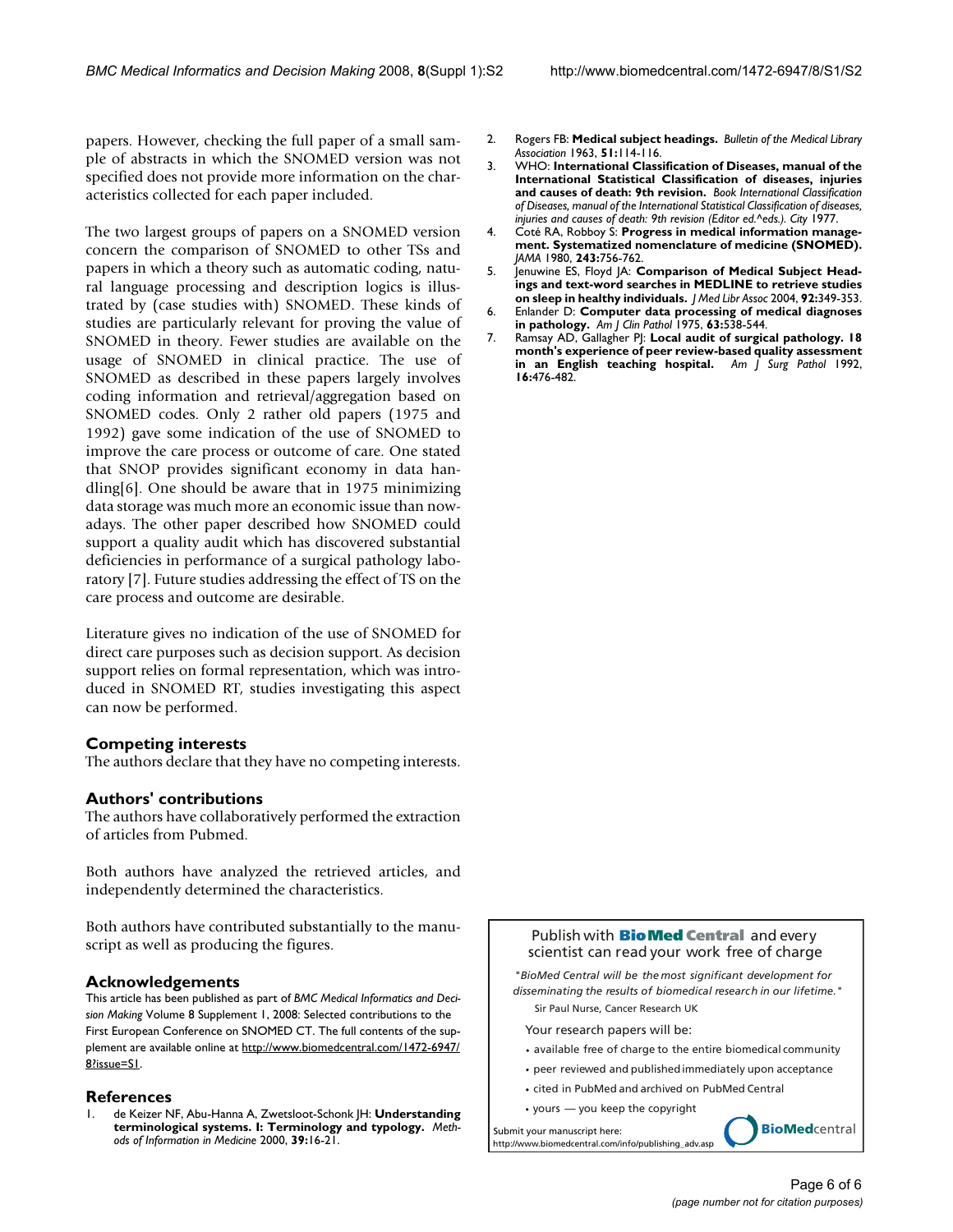papers. However, checking the full paper of a small sample of abstracts in which the SNOMED version was not specified does not provide more information on the characteristics collected for each paper included.

The two largest groups of papers on a SNOMED version concern the comparison of SNOMED to other TSs and papers in which a theory such as automatic coding, natural language processing and description logics is illustrated by (case studies with) SNOMED. These kinds of studies are particularly relevant for proving the value of SNOMED in theory. Fewer studies are available on the usage of SNOMED in clinical practice. The use of SNOMED as described in these papers largely involves coding information and retrieval/aggregation based on SNOMED codes. Only 2 rather old papers (1975 and 1992) gave some indication of the use of SNOMED to improve the care process or outcome of care. One stated that SNOP provides significant economy in data handling[6]. One should be aware that in 1975 minimizing data storage was much more an economic issue than nowadays. The other paper described how SNOMED could support a quality audit which has discovered substantial deficiencies in performance of a surgical pathology laboratory [7]. Future studies addressing the effect of TS on the care process and outcome are desirable.

Literature gives no indication of the use of SNOMED for direct care purposes such as decision support. As decision support relies on formal representation, which was introduced in SNOMED RT, studies investigating this aspect can now be performed.

## Competing interests

The authors declare that they have no competing interests.

## Authors' contributions

The authors have collaboratively performed the extraction of articles from Pubmed.

Both authors have analyzed the retrieved articles, and independently determined the characteristics.

Both authors have contributed substantially to the manuscript as well as producing the figures.

## Acknowledgements

This article has been published as part of *BMC Medical Informatics and Decision Making* Volume 8 Supplement 1, 2008: Selected contributions to the First European Conference on SNOMED CT. The full contents of the supplement are available online at http://www.biomedcentral.com/1472-6947/8?issue=S1.

## References

1. de Keizer NF, Abu-Hanna A, Zwetsloot-Schonk JH: **Understanding terminological systems. I: Terminology and typology.** *Methods of Information in Medicine* 2000, **39:**16-21.
2. Rogers FB: **Medical subject headings.** *Bulletin of the Medical Library Association* 1963, **51:**114-116.
3. WHO: **International Classification of Diseases, manual of the International Statistical Classification of diseases, injuries and causes of death: 9th revision.** *Book International Classification of Diseases, manual of the International Statistical Classification of diseases, injuries and causes of death: 9th revision (Editor ed.^eds.). City* 1977.
4. Coté RA, Robboy S: **Progress in medical information management. Systematized nomenclature of medicine (SNOMED).** *JAMA* 1980, **243:**756-762.
5. Jenuwine ES, Floyd JA: **Comparison of Medical Subject Headings and text-word searches in MEDLINE to retrieve studies on sleep in healthy individuals.** *J Med Libr Assoc* 2004, **92:**349-353.
6. Enlander D: **Computer data processing of medical diagnoses in pathology.** *Am J Clin Pathol* 1975, **63:**538-544.
7. Ramsay AD, Gallagher PJ: **Local audit of surgical pathology. 18 month's experience of peer review-based quality assessment in an English teaching hospital.** *Am J Surg Pathol* 1992, **16:**476-482.